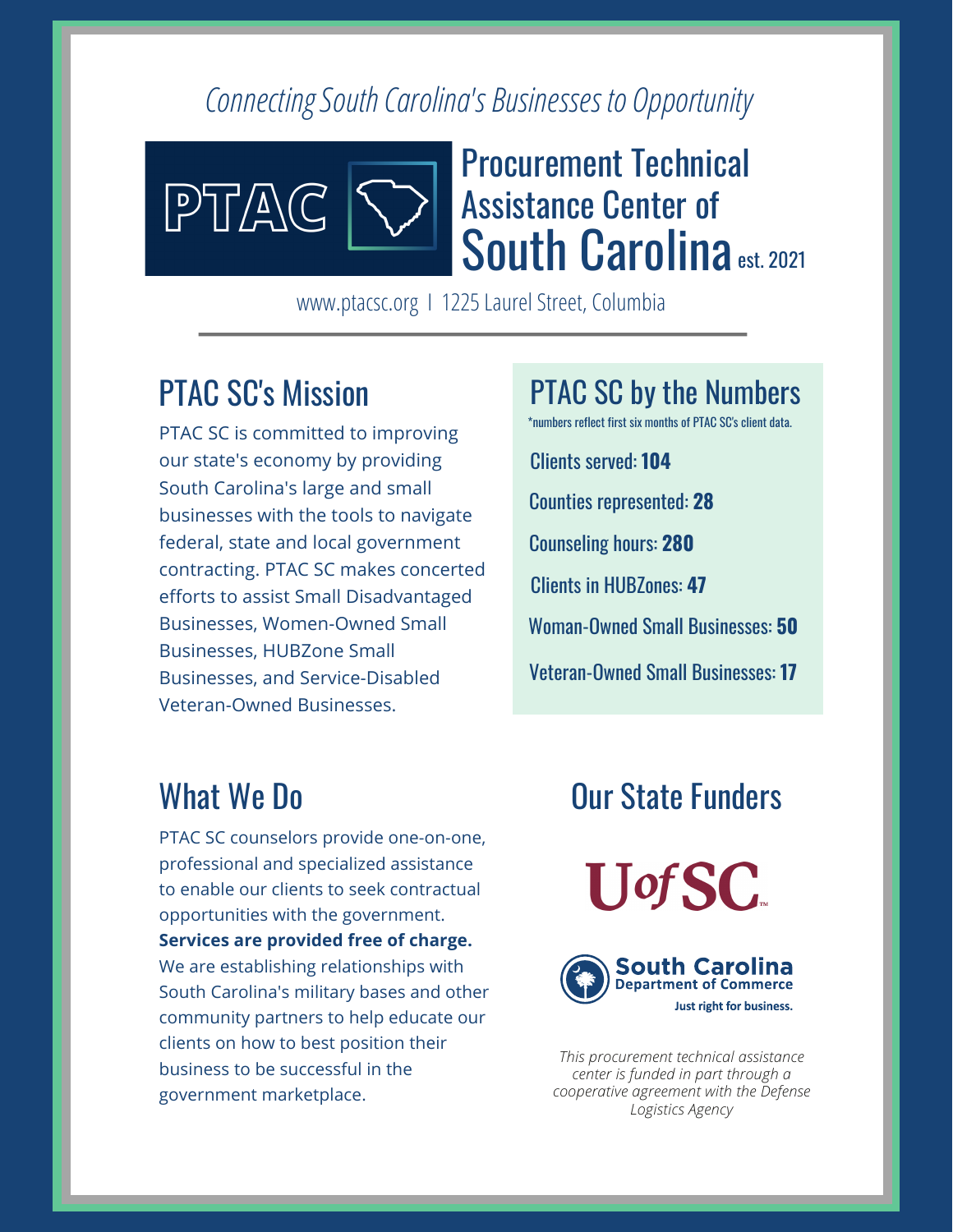*Connecting South Carolina's Businesses to Opportunity*

# PTAC

# Procurement Technical Assistance Center of South Carolina est. 2021

www.ptacsc.org | 1225 Laurel Street, Columbia

## PTAC SC's Mission

PTAC SC is committed to improving our state's economy by providing South Carolina's large and small businesses with the tools to navigate federal, state and local government contracting. PTAC SC makes concerted efforts to assist Small Disadvantaged Businesses, Women-Owned Small Businesses, HUBZone Small Businesses, and Service-Disabled Veteran-Owned Businesses.

## PTAC SC by the Numbers

*numbers reflect first six months of PTAC SC's client data.

Clients served: **104**

Counties represented: **28**

Counseling hours: **280**

Clients in HUBZones: **47**

Woman-Owned Small Businesses: **50**

Veteran-Owned Small Businesses: **17**

## What We Do

PTAC SC counselors provide one-on-one, professional and specialized assistance to enable our clients to seek contractual opportunities with the government. **Services are provided free of charge.** We are establishing relationships with South Carolina's military bases and other community partners to help educate our clients on how to best position their business to be successful in the government marketplace.

## Our State Funders

UofSC

South Carolina Department of Commerce
Just right for business.

*This procurement technical assistance center is funded in part through a cooperative agreement with the Defense Logistics Agency*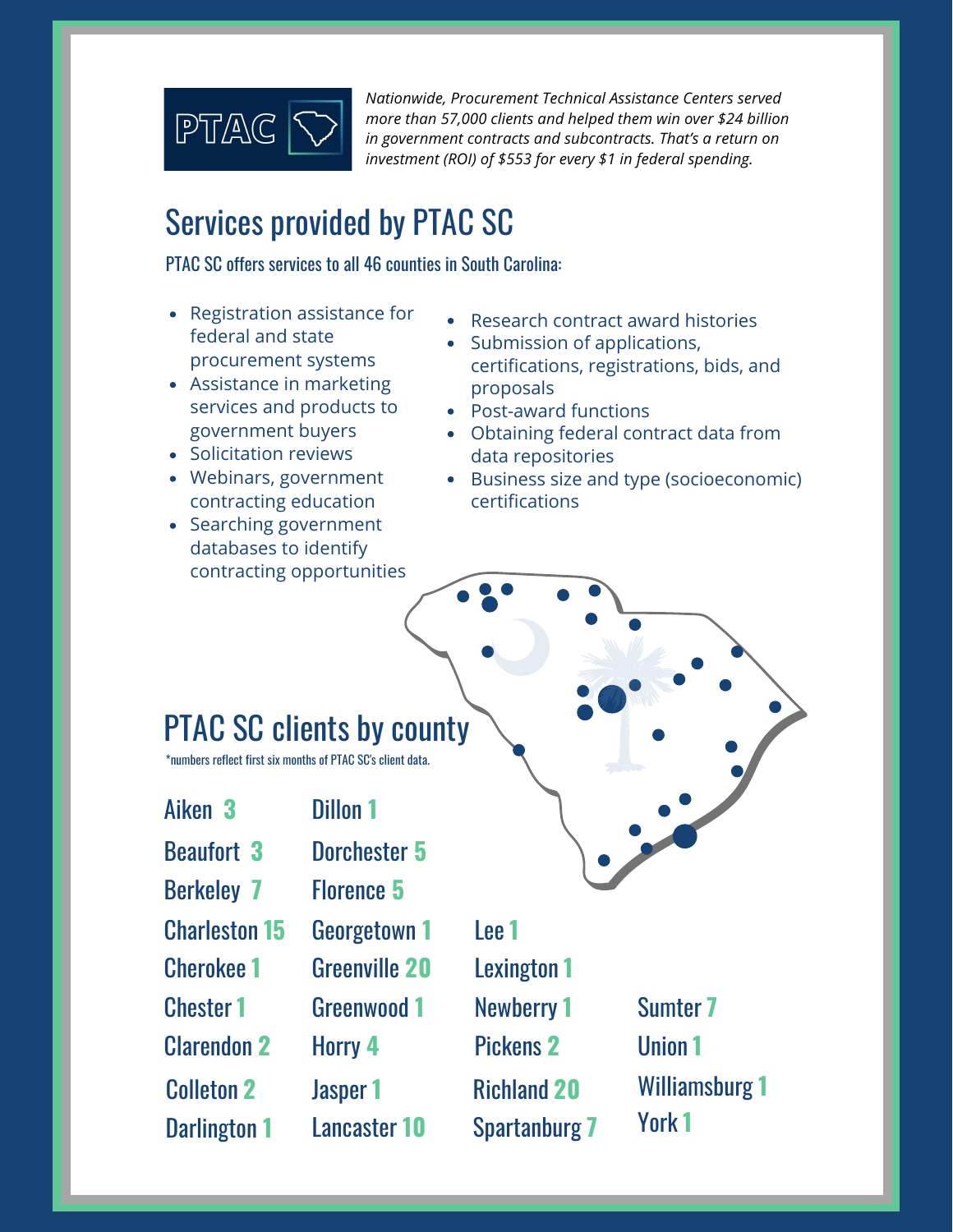PTAC

*Nationwide, Procurement Technical Assistance Centers served more than 57,000 clients and helped them win over $24 billion in government contracts and subcontracts. That's a return on investment (ROI) of $553 for every $1 in federal spending.*

## Services provided by PTAC SC

PTAC SC offers services to all 46 counties in South Carolina:

- Registration assistance for federal and state procurement systems
- Assistance in marketing services and products to government buyers
- Solicitation reviews
- Webinars, government contracting education
- Searching government databases to identify contracting opportunities
- Research contract award histories
- Submission of applications, certifications, registrations, bids, and proposals
- Post-award functions
- Obtaining federal contract data from data repositories
- Business size and type (socioeconomic) certifications

## PTAC SC clients by county

*numbers reflect first six months of PTAC SC's client data.

Aiken **3**

Beaufort **3**

Berkeley **7**

Charleston **15**

Cherokee **1**

Chester **1**

Clarendon **2**

Colleton **2**

Darlington **1**

Dillon **1**

Dorchester **5**

Florence **5**

Georgetown **1**

Greenville **20**

Greenwood **1**

Horry **4**

Jasper **1**

Lancaster **10**

Lee **1**

Lexington **1**

Newberry **1**

Pickens **2**

Richland **20**

Spartanburg **7**

Sumter **7**

Union **1**

Williamsburg **1**

York **1**